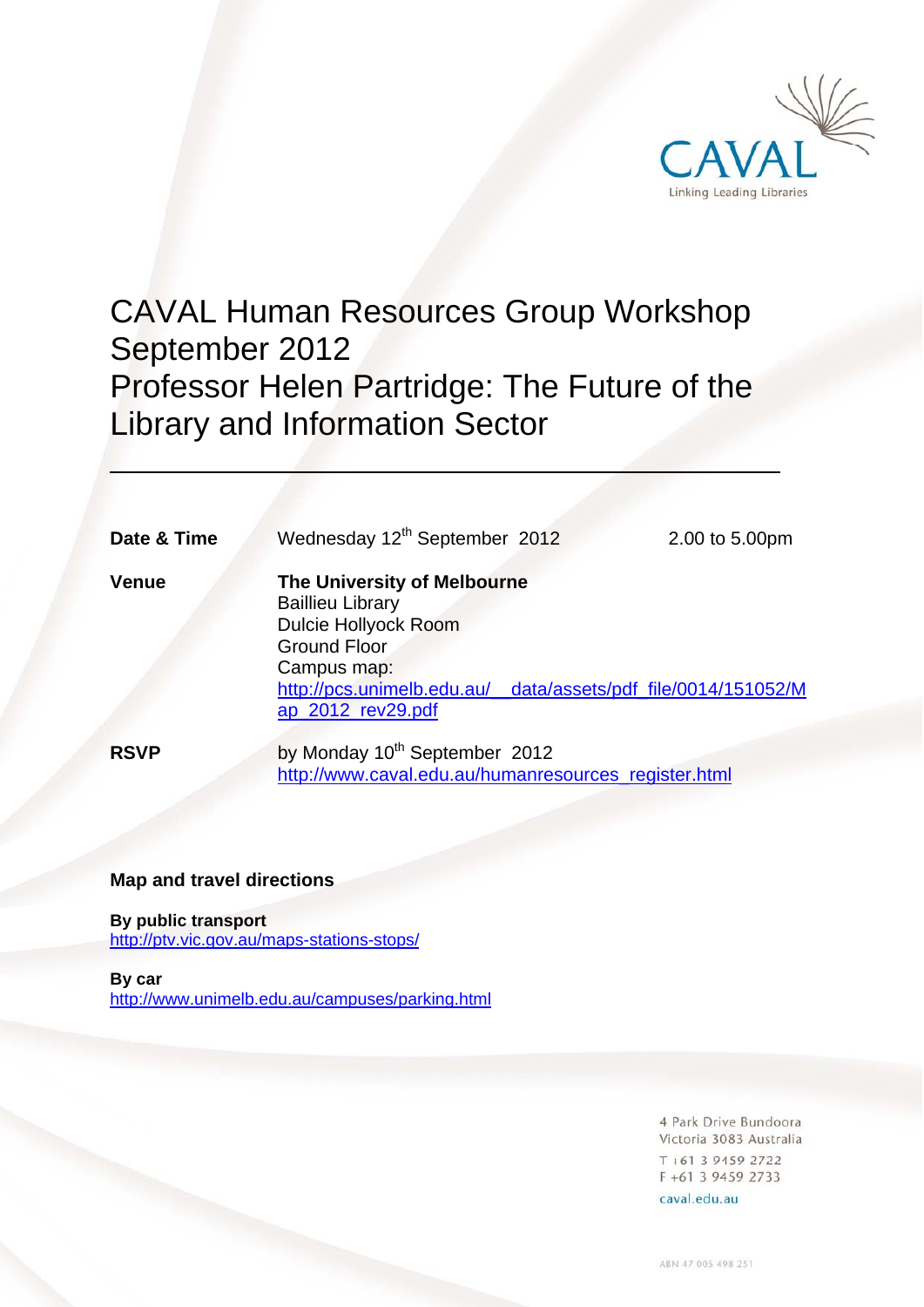CAVAL

Linking Leading Libraries

# CAVAL Human Resources Group Workshop September 2012
# Professor Helen Partridge: The Future of the Library and Information Sector

---

| | | |
|---|---|---|
| **Date & Time** | Wednesday 12th September 2012 | 2.00 to 5.00pm |
| **Venue** | **The University of Melbourne**<br>Baillieu Library<br>Dulcie Hollyock Room<br>Ground Floor<br>Campus map:<br>http://pcs.unimelb.edu.au/__data/assets/pdf_file/0014/151052/Map_2012_rev29.pdf | |
| **RSVP** | by Monday 10th September 2012<br>http://www.caval.edu.au/humanresources_register.html | |

**Map and travel directions**

**By public transport**
http://ptv.vic.gov.au/maps-stations-stops/

**By car**
http://www.unimelb.edu.au/campuses/parking.html

4 Park Drive Bundoora
Victoria 3083 Australia
T +61 3 9459 2722
F +61 3 9459 2733
caval.edu.au

ABN 47 005 498 251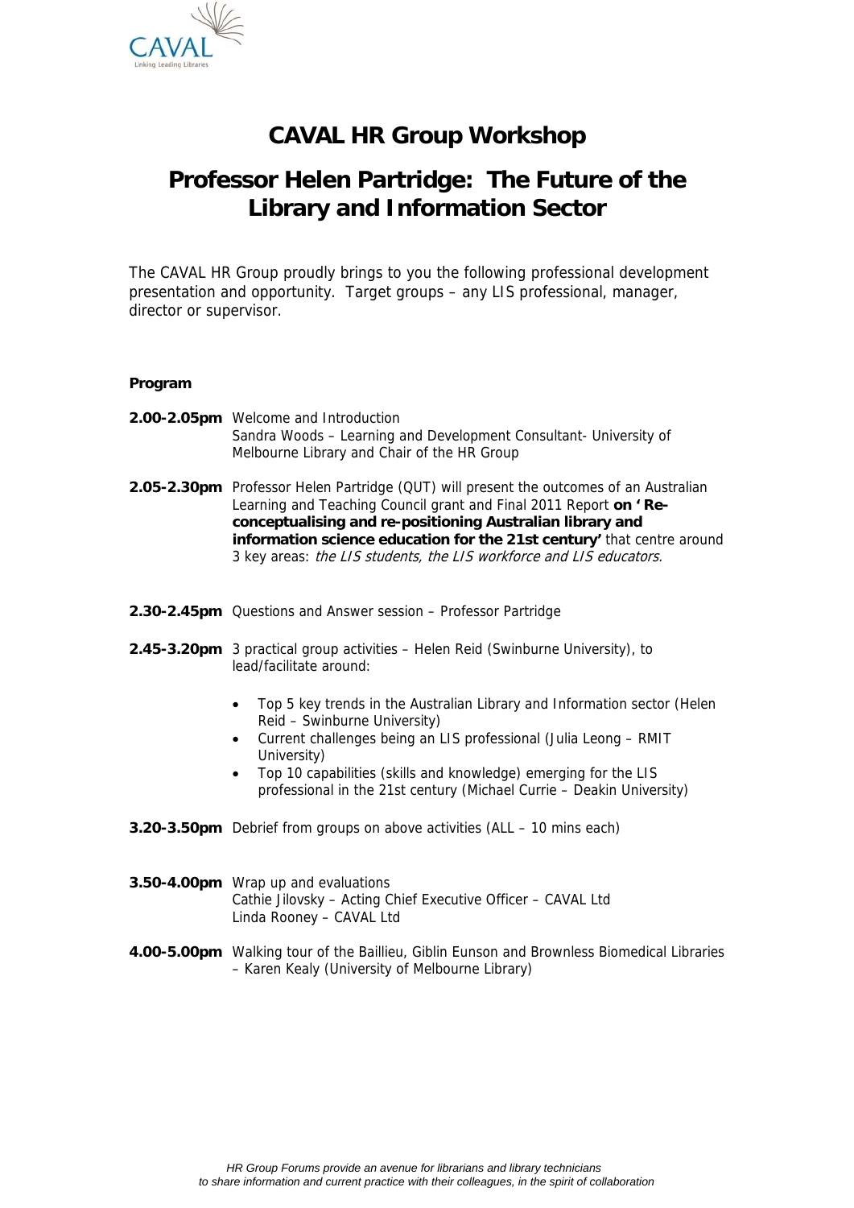CAVAL

Linking Leading Libraries

# CAVAL HR Group Workshop

# Professor Helen Partridge: The Future of the Library and Information Sector

The CAVAL HR Group proudly brings to you the following professional development presentation and opportunity. Target groups – any LIS professional, manager, director or supervisor.

**Program**

**2.00-2.05pm** Welcome and Introduction
Sandra Woods – Learning and Development Consultant- University of Melbourne Library and Chair of the HR Group

**2.05-2.30pm** Professor Helen Partridge (QUT) will present the outcomes of an Australian Learning and Teaching Council grant and Final 2011 Report **on 'Re-conceptualising and re-positioning Australian library and information science education for the 21st century'** that centre around 3 key areas: *the LIS students, the LIS workforce and LIS educators.*

**2.30-2.45pm** Questions and Answer session – Professor Partridge

**2.45-3.20pm** 3 practical group activities – Helen Reid (Swinburne University), to lead/facilitate around:

- Top 5 key trends in the Australian Library and Information sector (Helen Reid – Swinburne University)
- Current challenges being an LIS professional (Julia Leong – RMIT University)
- Top 10 capabilities (skills and knowledge) emerging for the LIS professional in the 21st century (Michael Currie – Deakin University)

**3.20-3.50pm** Debrief from groups on above activities (ALL – 10 mins each)

**3.50-4.00pm** Wrap up and evaluations
Cathie Jilovsky – Acting Chief Executive Officer – CAVAL Ltd
Linda Rooney – CAVAL Ltd

**4.00-5.00pm** Walking tour of the Baillieu, Giblin Eunson and Brownless Biomedical Libraries – Karen Kealy (University of Melbourne Library)

*HR Group Forums provide an avenue for librarians and library technicians to share information and current practice with their colleagues, in the spirit of collaboration*